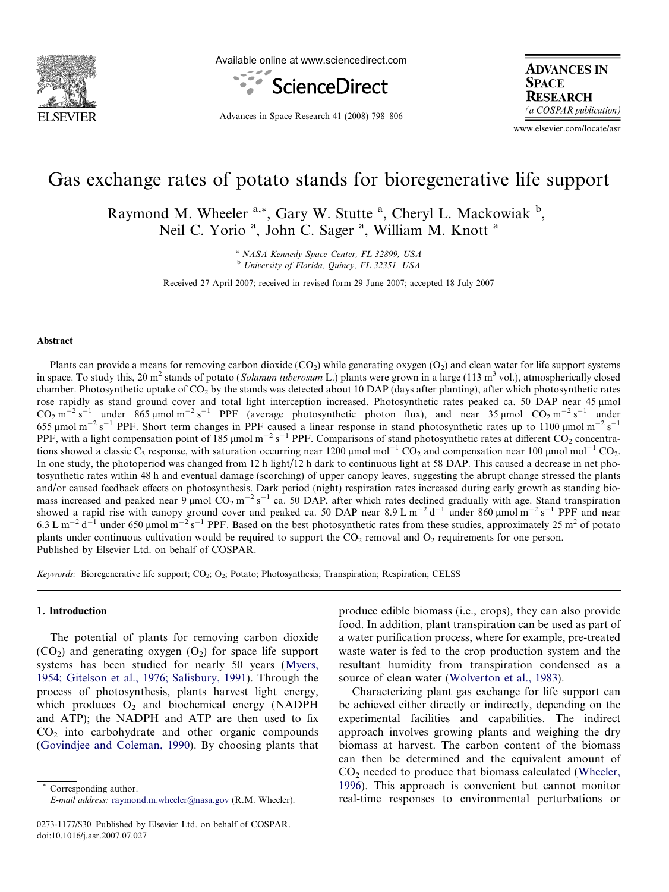# Gas exchange rates of potato stands for bioregenerative life support

Raymond M. Wheeler [a,*], Gary W. Stutte [a], Cheryl L. Mackowiak [b], Neil C. Yorio [a], John C. Sager [a], William M. Knott [a]

[a] NASA Kennedy Space Center, FL 32899, USA

[b] University of Florida, Quincy, FL 32351, USA

Received 27 April 2007; received in revised form 29 June 2007; accepted 18 July 2007

## Abstract

Plants can provide a means for removing carbon dioxide ($CO_2$) while generating oxygen ($O_2$) and clean water for life support systems in space. To study this, 20 $m^2$ stands of potato (*Solanum tuberosum* L.) plants were grown in a large (113 $m^3$ vol.), atmospherically closed chamber. Photosynthetic uptake of $CO_2$ by the stands was detected about 10 DAP (days after planting), after which photosynthetic rates rose rapidly as stand ground cover and total light interception increased. Photosynthetic rates peaked ca. 50 DAP near 45 μmol $CO_2$ $m^{-2}$ $s^{-1}$ under 865 μmol $m^{-2}$ $s^{-1}$ PPF (average photosynthetic photon flux), and near 35 μmol $CO_2$ $m^{-2}$ $s^{-1}$ under 655 μmol $m^{-2}$ $s^{-1}$ PPF. Short term changes in PPF caused a linear response in stand photosynthetic rates up to 1100 μmol $m^{-2}$ $s^{-1}$ PPF, with a light compensation point of 185 μmol $m^{-2}$ $s^{-1}$ PPF. Comparisons of stand photosynthetic rates at different $CO_2$ concentrations showed a classic $C_3$ response, with saturation occurring near 1200 μmol $mol^{-1}$ $CO_2$ and compensation near 100 μmol $mol^{-1}$ $CO_2$. In one study, the photoperiod was changed from 12 h light/12 h dark to continuous light at 58 DAP. This caused a decrease in net photosynthetic rates within 48 h and eventual damage (scorching) of upper canopy leaves, suggesting the abrupt change stressed the plants and/or caused feedback effects on photosynthesis. Dark period (night) respiration rates increased during early growth as standing biomass increased and peaked near 9 μmol $CO_2$ $m^{-2}$ $s^{-1}$ ca. 50 DAP, after which rates declined gradually with age. Stand transpiration showed a rapid rise with canopy ground cover and peaked ca. 50 DAP near 8.9 L $m^{-2}$ $d^{-1}$ under 860 μmol $m^{-2}$ $s^{-1}$ PPF and near 6.3 L $m^{-2}$ $d^{-1}$ under 650 μmol $m^{-2}$ $s^{-1}$ PPF. Based on the best photosynthetic rates from these studies, approximately 25 $m^2$ of potato plants under continuous cultivation would be required to support the $CO_2$ removal and $O_2$ requirements for one person.

Published by Elsevier Ltd. on behalf of COSPAR.

*Keywords:* Bioregenerative life support; $CO_2$; $O_2$; Potato; Photosynthesis; Transpiration; Respiration; CELSS

## 1. Introduction

The potential of plants for removing carbon dioxide ($CO_2$) and generating oxygen ($O_2$) for space life support systems has been studied for nearly 50 years (Myers, 1954; Gitelson et al., 1976; Salisbury, 1991). Through the process of photosynthesis, plants harvest light energy, which produces $O_2$ and biochemical energy (NADPH and ATP); the NADPH and ATP are then used to fix $CO_2$ into carbohydrate and other organic compounds (Govindjee and Coleman, 1990). By choosing plants that produce edible biomass (i.e., crops), they can also provide food. In addition, plant transpiration can be used as part of a water purification process, where for example, pre-treated waste water is fed to the crop production system and the resultant humidity from transpiration condensed as a source of clean water (Wolverton et al., 1983).

Characterizing plant gas exchange for life support can be achieved either directly or indirectly, depending on the experimental facilities and capabilities. The indirect approach involves growing plants and weighing the dry biomass at harvest. The carbon content of the biomass can then be determined and the equivalent amount of $CO_2$ needed to produce that biomass calculated (Wheeler, 1996). This approach is convenient but cannot monitor real-time responses to environmental perturbations or

* Corresponding author.
E-mail address: raymond.m.wheeler@nasa.gov (R.M. Wheeler).

0273-1177/$30 Published by Elsevier Ltd. on behalf of COSPAR.
doi:10.1016/j.asr.2007.07.027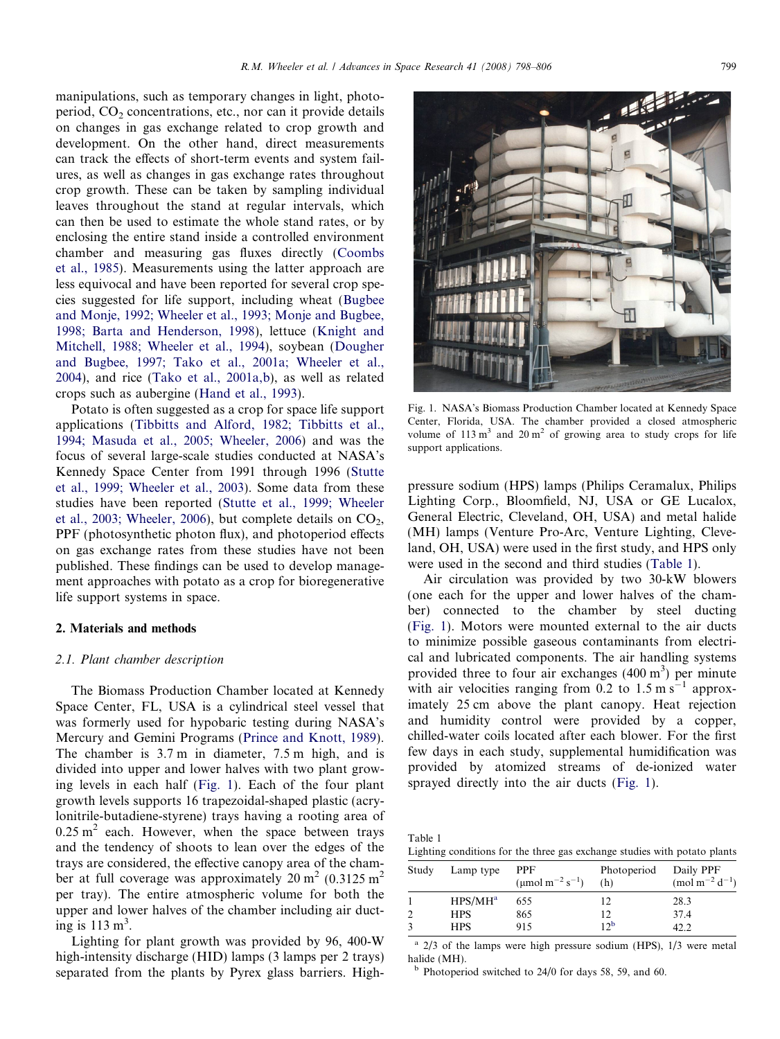manipulations, such as temporary changes in light, photoperiod, $CO_2$ concentrations, etc., nor can it provide details on changes in gas exchange related to crop growth and development. On the other hand, direct measurements can track the effects of short-term events and system failures, as well as changes in gas exchange rates throughout crop growth. These can be taken by sampling individual leaves throughout the stand at regular intervals, which can then be used to estimate the whole stand rates, or by enclosing the entire stand inside a controlled environment chamber and measuring gas fluxes directly (Coombs et al., 1985). Measurements using the latter approach are less equivocal and have been reported for several crop species suggested for life support, including wheat (Bugbee and Monje, 1992; Wheeler et al., 1993; Monje and Bugbee, 1998; Barta and Henderson, 1998), lettuce (Knight and Mitchell, 1988; Wheeler et al., 1994), soybean (Dougher and Bugbee, 1997; Tako et al., 2001a; Wheeler et al., 2004), and rice (Tako et al., 2001a,b), as well as related crops such as aubergine (Hand et al., 1993).

Potato is often suggested as a crop for space life support applications (Tibbitts and Alford, 1982; Tibbitts et al., 1994; Masuda et al., 2005; Wheeler, 2006) and was the focus of several large-scale studies conducted at NASA's Kennedy Space Center from 1991 through 1996 (Stutte et al., 1999; Wheeler et al., 2003). Some data from these studies have been reported (Stutte et al., 1999; Wheeler et al., 2003; Wheeler, 2006), but complete details on $CO_2$, PPF (photosynthetic photon flux), and photoperiod effects on gas exchange rates from these studies have not been published. These findings can be used to develop management approaches with potato as a crop for bioregenerative life support systems in space.

## 2. Materials and methods

### 2.1. Plant chamber description

The Biomass Production Chamber located at Kennedy Space Center, FL, USA is a cylindrical steel vessel that was formerly used for hypobaric testing during NASA's Mercury and Gemini Programs (Prince and Knott, 1989). The chamber is 3.7 m in diameter, 7.5 m high, and is divided into upper and lower halves with two plant growing levels in each half (Fig. 1). Each of the four plant growth levels supports 16 trapezoidal-shaped plastic (acrylonitrile-butadiene-styrene) trays having a rooting area of $0.25\ m^2$ each. However, when the space between trays and the tendency of shoots to lean over the edges of the trays are considered, the effective canopy area of the chamber at full coverage was approximately $20\ m^2$ ($0.3125\ m^2$ per tray). The entire atmospheric volume for both the upper and lower halves of the chamber including air ducting is $113\ m^3$.

Fig. 1. NASA's Biomass Production Chamber located at Kennedy Space Center, Florida, USA. The chamber provided a closed atmospheric volume of $113\ m^3$ and $20\ m^2$ of growing area to study crops for life support applications.

Lighting for plant growth was provided by 96, 400-W high-intensity discharge (HID) lamps (3 lamps per 2 trays) separated from the plants by Pyrex glass barriers. High-pressure sodium (HPS) lamps (Philips Ceramalux, Philips Lighting Corp., Bloomfield, NJ, USA or GE Lucalox, General Electric, Cleveland, OH, USA) and metal halide (MH) lamps (Venture Pro-Arc, Venture Lighting, Cleveland, OH, USA) were used in the first study, and HPS only were used in the second and third studies (Table 1).

Air circulation was provided by two 30-kW blowers (one each for the upper and lower halves of the chamber) connected to the chamber by steel ducting (Fig. 1). Motors were mounted external to the air ducts to minimize possible gaseous contaminants from electrical and lubricated components. The air handling systems provided three to four air exchanges ($400\ m^3$) per minute with air velocities ranging from 0.2 to $1.5\ m\ s^{-1}$ approximately 25 cm above the plant canopy. Heat rejection and humidity control were provided by a copper, chilled-water coils located after each blower. For the first few days in each study, supplemental humidification was provided by atomized streams of de-ionized water sprayed directly into the air ducts (Fig. 1).

Table 1
Lighting conditions for the three gas exchange studies with potato plants

| Study | Lamp type | PPF ($\mu mol\ m^{-2}\ s^{-1}$) | Photoperiod (h) | Daily PPF ($mol\ m^{-2}\ d^{-1}$) |
|---|---|---|---|---|
| 1 | HPS/MH[a] | 655 | 12 | 28.3 |
| 2 | HPS | 865 | 12 | 37.4 |
| 3 | HPS | 915 | 12[b] | 42.2 |

[a] 2/3 of the lamps were high pressure sodium (HPS), 1/3 were metal halide (MH).
[b] Photoperiod switched to 24/0 for days 58, 59, and 60.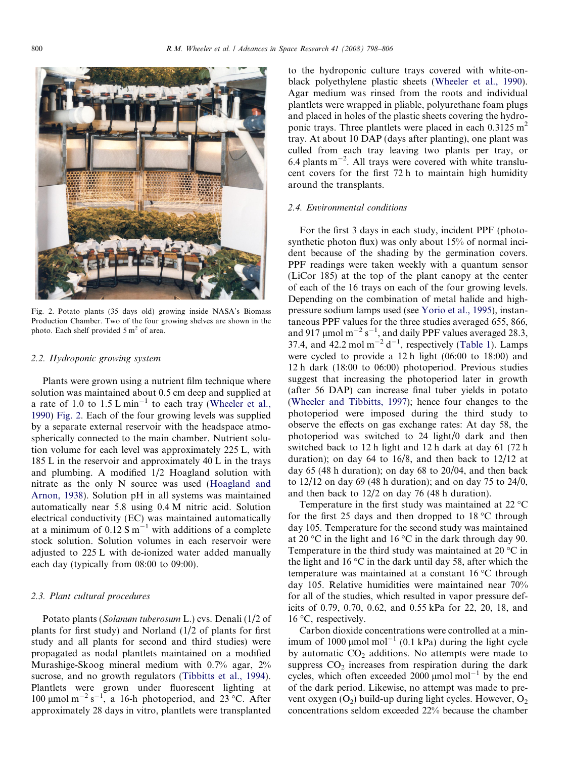Fig. 2. Potato plants (35 days old) growing inside NASA's Biomass Production Chamber. Two of the four growing shelves are shown in the photo. Each shelf provided 5 $m^2$ of area.

### 2.2. Hydroponic growing system

Plants were grown using a nutrient film technique where solution was maintained about 0.5 cm deep and supplied at a rate of 1.0 to 1.5 L $min^{-1}$ to each tray (Wheeler et al., 1990) Fig. 2. Each of the four growing levels was supplied by a separate external reservoir with the headspace atmospherically connected to the main chamber. Nutrient solution volume for each level was approximately 225 L, with 185 L in the reservoir and approximately 40 L in the trays and plumbing. A modified 1/2 Hoagland solution with nitrate as the only N source was used (Hoagland and Arnon, 1938). Solution pH in all systems was maintained automatically near 5.8 using 0.4 M nitric acid. Solution electrical conductivity (EC) was maintained automatically at a minimum of 0.12 S $m^{-1}$ with additions of a complete stock solution. Solution volumes in each reservoir were adjusted to 225 L with de-ionized water added manually each day (typically from 08:00 to 09:00).

### 2.3. Plant cultural procedures

Potato plants (*Solanum tuberosum* L.) cvs. Denali (1/2 of plants for first study) and Norland (1/2 of plants for first study and all plants for second and third studies) were propagated as nodal plantlets maintained on a modified Murashige-Skoog mineral medium with 0.7% agar, 2% sucrose, and no growth regulators (Tibbitts et al., 1994). Plantlets were grown under fluorescent lighting at 100 μmol $m^{-2}$ $s^{-1}$, a 16-h photoperiod, and 23 °C. After approximately 28 days in vitro, plantlets were transplanted to the hydroponic culture trays covered with white-on-black polyethylene plastic sheets (Wheeler et al., 1990). Agar medium was rinsed from the roots and individual plantlets were wrapped in pliable, polyurethane foam plugs and placed in holes of the plastic sheets covering the hydroponic trays. Three plantlets were placed in each 0.3125 $m^2$ tray. At about 10 DAP (days after planting), one plant was culled from each tray leaving two plants per tray, or 6.4 plants $m^{-2}$. All trays were covered with white translucent covers for the first 72 h to maintain high humidity around the transplants.

### 2.4. Environmental conditions

For the first 3 days in each study, incident PPF (photosynthetic photon flux) was only about 15% of normal incident because of the shading by the germination covers. PPF readings were taken weekly with a quantum sensor (LiCor 185) at the top of the plant canopy at the center of each of the 16 trays on each of the four growing levels. Depending on the combination of metal halide and high-pressure sodium lamps used (see Yorio et al., 1995), instantaneous PPF values for the three studies averaged 655, 866, and 917 μmol $m^{-2}$ $s^{-1}$, and daily PPF values averaged 28.3, 37.4, and 42.2 mol $m^{-2}$ $d^{-1}$, respectively (Table 1). Lamps were cycled to provide a 12 h light (06:00 to 18:00) and 12 h dark (18:00 to 06:00) photoperiod. Previous studies suggest that increasing the photoperiod later in growth (after 56 DAP) can increase final tuber yields in potato (Wheeler and Tibbitts, 1997); hence four changes to the photoperiod were imposed during the third study to observe the effects on gas exchange rates: At day 58, the photoperiod was switched to 24 light/0 dark and then switched back to 12 h light and 12 h dark at day 61 (72 h duration); on day 64 to 16/8, and then back to 12/12 at day 65 (48 h duration); on day 68 to 20/04, and then back to 12/12 on day 69 (48 h duration); and on day 75 to 24/0, and then back to 12/2 on day 76 (48 h duration).

Temperature in the first study was maintained at 22 °C for the first 25 days and then dropped to 18 °C through day 105. Temperature for the second study was maintained at 20 °C in the light and 16 °C in the dark through day 90. Temperature in the third study was maintained at 20 °C in the light and 16 °C in the dark until day 58, after which the temperature was maintained at a constant 16 °C through day 105. Relative humidities were maintained near 70% for all of the studies, which resulted in vapor pressure deficits of 0.79, 0.70, 0.62, and 0.55 kPa for 22, 20, 18, and 16 °C, respectively.

Carbon dioxide concentrations were controlled at a minimum of 1000 μmol $mol^{-1}$ (0.1 kPa) during the light cycle by automatic $CO_2$ additions. No attempts were made to suppress $CO_2$ increases from respiration during the dark cycles, which often exceeded 2000 μmol $mol^{-1}$ by the end of the dark period. Likewise, no attempt was made to prevent oxygen ($O_2$) build-up during light cycles. However, $O_2$ concentrations seldom exceeded 22% because the chamber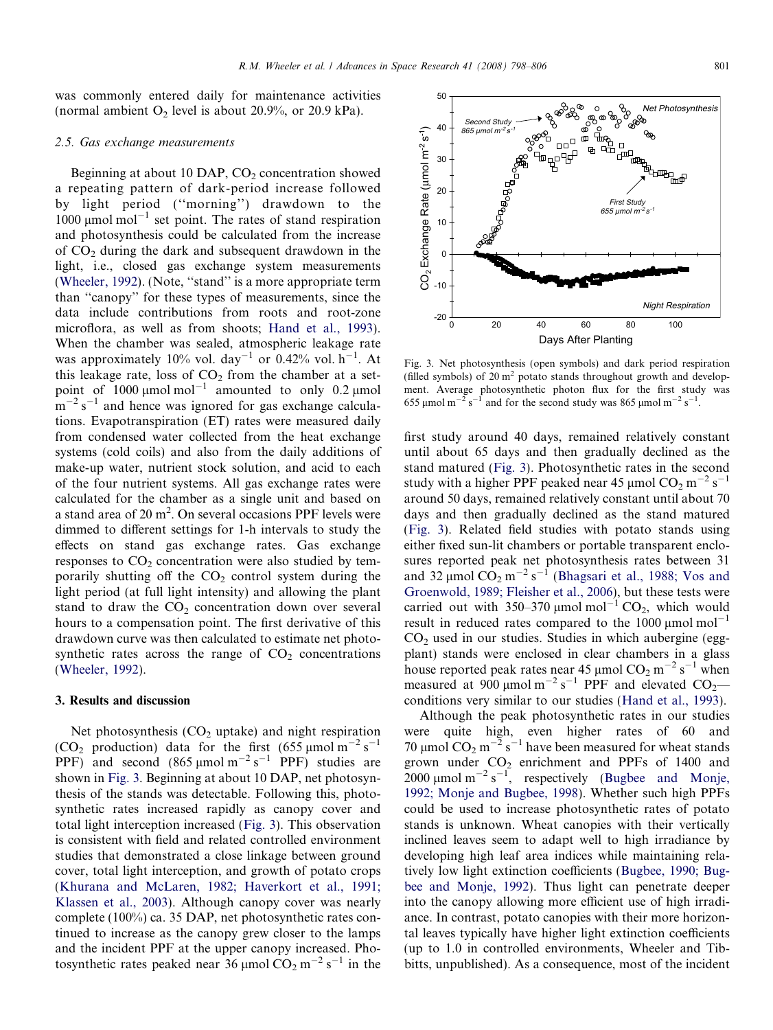was commonly entered daily for maintenance activities (normal ambient $O_2$ level is about 20.9%, or 20.9 kPa).

### 2.5. Gas exchange measurements

Beginning at about 10 DAP, $CO_2$ concentration showed a repeating pattern of dark-period increase followed by light period ("morning") drawdown to the 1000 $\mu$mol mol$^{-1}$ set point. The rates of stand respiration and photosynthesis could be calculated from the increase of $CO_2$ during the dark and subsequent drawdown in the light, i.e., closed gas exchange system measurements (Wheeler, 1992). (Note, "stand" is a more appropriate term than "canopy" for these types of measurements, since the data include contributions from roots and root-zone microflora, as well as from shoots; Hand et al., 1993). When the chamber was sealed, atmospheric leakage rate was approximately 10% vol. day$^{-1}$ or 0.42% vol. h$^{-1}$. At this leakage rate, loss of $CO_2$ from the chamber at a set-point of 1000 $\mu$mol mol$^{-1}$ amounted to only 0.2 $\mu$mol m$^{-2}$ s$^{-1}$ and hence was ignored for gas exchange calculations. Evapotranspiration (ET) rates were measured daily from condensed water collected from the heat exchange systems (cold coils) and also from the daily additions of make-up water, nutrient stock solution, and acid to each of the four nutrient systems. All gas exchange rates were calculated for the chamber as a single unit and based on a stand area of 20 m$^2$. On several occasions PPF levels were dimmed to different settings for 1-h intervals to study the effects on stand gas exchange rates. Gas exchange responses to $CO_2$ concentration were also studied by temporarily shutting off the $CO_2$ control system during the light period (at full light intensity) and allowing the plant stand to draw the $CO_2$ concentration down over several hours to a compensation point. The first derivative of this drawdown curve was then calculated to estimate net photosynthetic rates across the range of $CO_2$ concentrations (Wheeler, 1992).

## 3. Results and discussion

Net photosynthesis ($CO_2$ uptake) and night respiration ($CO_2$ production) data for the first (655 $\mu$mol m$^{-2}$ s$^{-1}$ PPF) and second (865 $\mu$mol m$^{-2}$ s$^{-1}$ PPF) studies are shown in Fig. 3. Beginning at about 10 DAP, net photosynthesis of the stands was detectable. Following this, photosynthetic rates increased rapidly as canopy cover and total light interception increased (Fig. 3). This observation is consistent with field and related controlled environment studies that demonstrated a close linkage between ground cover, total light interception, and growth of potato crops (Khurana and McLaren, 1982; Haverkort et al., 1991; Klassen et al., 2003). Although canopy cover was nearly complete (100%) ca. 35 DAP, net photosynthetic rates continued to increase as the canopy grew closer to the lamps and the incident PPF at the upper canopy increased. Photosynthetic rates peaked near 36 $\mu$mol $CO_2$ m$^{-2}$ s$^{-1}$ in the first study around 40 days, remained relatively constant until about 65 days and then gradually declined as the stand matured (Fig. 3). Photosynthetic rates in the second study with a higher PPF peaked near 45 $\mu$mol $CO_2$ m$^{-2}$ s$^{-1}$ around 50 days, remained relatively constant until about 70 days and then gradually declined as the stand matured (Fig. 3). Related field studies with potato stands using either fixed sun-lit chambers or portable transparent enclosures reported peak net photosynthesis rates between 31 and 32 $\mu$mol $CO_2$ m$^{-2}$ s$^{-1}$ (Bhagsari et al., 1988; Vos and Groenwold, 1989; Fleisher et al., 2006), but these tests were carried out with 350–370 $\mu$mol mol$^{-1}$ $CO_2$, which would result in reduced rates compared to the 1000 $\mu$mol mol$^{-1}$ $CO_2$ used in our studies. Studies in which aubergine (eggplant) stands were enclosed in clear chambers in a glass house reported peak rates near 45 $\mu$mol $CO_2$ m$^{-2}$ s$^{-1}$ when measured at 900 $\mu$mol m$^{-2}$ s$^{-1}$ PPF and elevated $CO_2$—conditions very similar to our studies (Hand et al., 1993).

Fig. 3. Net photosynthesis (open symbols) and dark period respiration (filled symbols) of 20 m$^2$ potato stands throughout growth and development. Average photosynthetic photon flux for the first study was 655 $\mu$mol m$^{-2}$ s$^{-1}$ and for the second study was 865 $\mu$mol m$^{-2}$ s$^{-1}$.

Although the peak photosynthetic rates in our studies were quite high, even higher rates of 60 and 70 $\mu$mol $CO_2$ m$^{-2}$ s$^{-1}$ have been measured for wheat stands grown under $CO_2$ enrichment and PPFs of 1400 and 2000 $\mu$mol m$^{-2}$ s$^{-1}$, respectively (Bugbee and Monje, 1992; Monje and Bugbee, 1998). Whether such high PPFs could be used to increase photosynthetic rates of potato stands is unknown. Wheat canopies with their vertically inclined leaves seem to adapt well to high irradiance by developing high leaf area indices while maintaining relatively low light extinction coefficients (Bugbee, 1990; Bugbee and Monje, 1992). Thus light can penetrate deeper into the canopy allowing more efficient use of high irradiance. In contrast, potato canopies with their more horizontal leaves typically have higher light extinction coefficients (up to 1.0 in controlled environments, Wheeler and Tibbitts, unpublished). As a consequence, most of the incident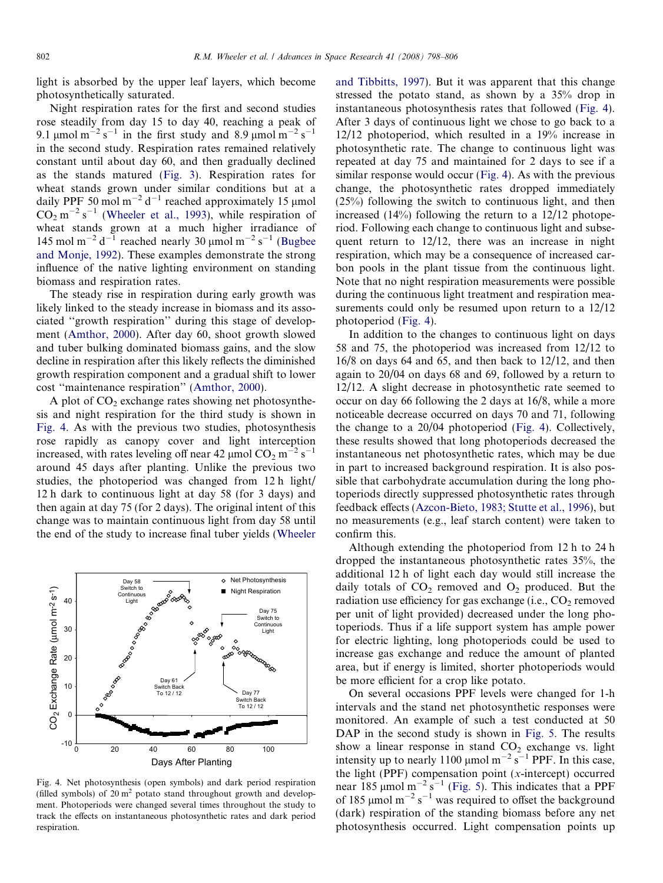light is absorbed by the upper leaf layers, which become photosynthetically saturated.

Night respiration rates for the first and second studies rose steadily from day 15 to day 40, reaching a peak of 9.1 μmol $m^{-2}$ $s^{-1}$ in the first study and 8.9 μmol $m^{-2}$ $s^{-1}$ in the second study. Respiration rates remained relatively constant until about day 60, and then gradually declined as the stands matured (Fig. 3). Respiration rates for wheat stands grown under similar conditions but at a daily PPF 50 mol $m^{-2}$ $d^{-1}$ reached approximately 15 μmol $CO_2$ $m^{-2}$ $s^{-1}$ (Wheeler et al., 1993), while respiration of wheat stands grown at a much higher irradiance of 145 mol $m^{-2}$ $d^{-1}$ reached nearly 30 μmol $m^{-2}$ $s^{-1}$ (Bugbee and Monje, 1992). These examples demonstrate the strong influence of the native lighting environment on standing biomass and respiration rates.

The steady rise in respiration during early growth was likely linked to the steady increase in biomass and its associated "growth respiration" during this stage of development (Amthor, 2000). After day 60, shoot growth slowed and tuber bulking dominated biomass gains, and the slow decline in respiration after this likely reflects the diminished growth respiration component and a gradual shift to lower cost "maintenance respiration" (Amthor, 2000).

A plot of $CO_2$ exchange rates showing net photosynthesis and night respiration for the third study is shown in Fig. 4. As with the previous two studies, photosynthesis rose rapidly as canopy cover and light interception increased, with rates leveling off near 42 μmol $CO_2$ $m^{-2}$ $s^{-1}$ around 45 days after planting. Unlike the previous two studies, the photoperiod was changed from 12 h light/12 h dark to continuous light at day 58 (for 3 days) and then again at day 75 (for 2 days). The original intent of this change was to maintain continuous light from day 58 until the end of the study to increase final tuber yields (Wheeler and Tibbitts, 1997). But it was apparent that this change stressed the potato stand, as shown by a 35% drop in instantaneous photosynthesis rates that followed (Fig. 4). After 3 days of continuous light we chose to go back to a 12/12 photoperiod, which resulted in a 19% increase in photosynthetic rate. The change to continuous light was repeated at day 75 and maintained for 2 days to see if a similar response would occur (Fig. 4). As with the previous change, the photosynthetic rates dropped immediately (25%) following the switch to continuous light, and then increased (14%) following the return to a 12/12 photoperiod. Following each change to continuous light and subsequent return to 12/12, there was an increase in night respiration, which may be a consequence of increased carbon pools in the plant tissue from the continuous light. Note that no night respiration measurements were possible during the continuous light treatment and respiration measurements could only be resumed upon return to a 12/12 photoperiod (Fig. 4).

Fig. 4. Net photosynthesis (open symbols) and dark period respiration (filled symbols) of 20 $m^2$ potato stand throughout growth and development. Photoperiods were changed several times throughout the study to track the effects on instantaneous photosynthetic rates and dark period respiration.

In addition to the changes to continuous light on days 58 and 75, the photoperiod was increased from 12/12 to 16/8 on days 64 and 65, and then back to 12/12, and then again to 20/04 on days 68 and 69, followed by a return to 12/12. A slight decrease in photosynthetic rate seemed to occur on day 66 following the 2 days at 16/8, while a more noticeable decrease occurred on days 70 and 71, following the change to a 20/04 photoperiod (Fig. 4). Collectively, these results showed that long photoperiods decreased the instantaneous net photosynthetic rates, which may be due in part to increased background respiration. It is also possible that carbohydrate accumulation during the long photoperiods directly suppressed photosynthetic rates through feedback effects (Azcon-Bieto, 1983; Stutte et al., 1996), but no measurements (e.g., leaf starch content) were taken to confirm this.

Although extending the photoperiod from 12 h to 24 h dropped the instantaneous photosynthetic rates 35%, the additional 12 h of light each day would still increase the daily totals of $CO_2$ removed and $O_2$ produced. But the radiation use efficiency for gas exchange (i.e., $CO_2$ removed per unit of light provided) decreased under the long photoperiods. Thus if a life support system has ample power for electric lighting, long photoperiods could be used to increase gas exchange and reduce the amount of planted area, but if energy is limited, shorter photoperiods would be more efficient for a crop like potato.

On several occasions PPF levels were changed for 1-h intervals and the stand net photosynthetic responses were monitored. An example of such a test conducted at 50 DAP in the second study is shown in Fig. 5. The results show a linear response in stand $CO_2$ exchange vs. light intensity up to nearly 1100 μmol $m^{-2}$ $s^{-1}$ PPF. In this case, the light (PPF) compensation point ($x$-intercept) occurred near 185 μmol $m^{-2}$ $s^{-1}$ (Fig. 5). This indicates that a PPF of 185 μmol $m^{-2}$ $s^{-1}$ was required to offset the background (dark) respiration of the standing biomass before any net photosynthesis occurred. Light compensation points up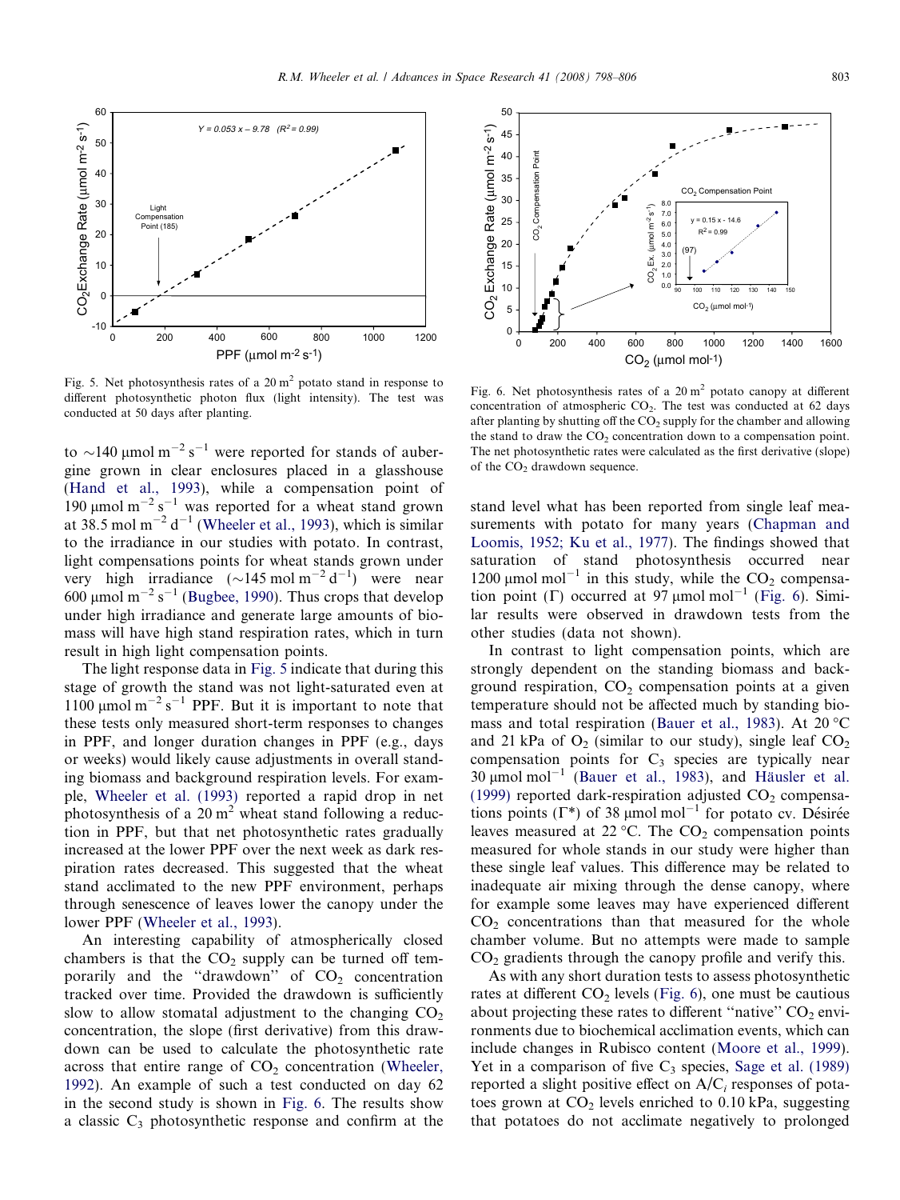Fig. 5. Net photosynthesis rates of a 20 $m^2$ potato stand in response to different photosynthetic photon flux (light intensity). The test was conducted at 50 days after planting.

Fig. 6. Net photosynthesis rates of a 20 $m^2$ potato canopy at different concentration of atmospheric $CO_2$. The test was conducted at 62 days after planting by shutting off the $CO_2$ supply for the chamber and allowing the stand to draw the $CO_2$ concentration down to a compensation point. The net photosynthetic rates were calculated as the first derivative (slope) of the $CO_2$ drawdown sequence.

to ~140 μmol $m^{-2}$ $s^{-1}$ were reported for stands of aubergine grown in clear enclosures placed in a glasshouse (Hand et al., 1993), while a compensation point of 190 μmol $m^{-2}$ $s^{-1}$ was reported for a wheat stand grown at 38.5 mol $m^{-2}$ $d^{-1}$ (Wheeler et al., 1993), which is similar to the irradiance in our studies with potato. In contrast, light compensations points for wheat stands grown under very high irradiance (~145 mol $m^{-2}$ $d^{-1}$) were near 600 μmol $m^{-2}$ $s^{-1}$ (Bugbee, 1990). Thus crops that develop under high irradiance and generate large amounts of biomass will have high stand respiration rates, which in turn result in high light compensation points.

The light response data in Fig. 5 indicate that during this stage of growth the stand was not light-saturated even at 1100 μmol $m^{-2}$ $s^{-1}$ PPF. But it is important to note that these tests only measured short-term responses to changes in PPF, and longer duration changes in PPF (e.g., days or weeks) would likely cause adjustments in overall standing biomass and background respiration levels. For example, Wheeler et al. (1993) reported a rapid drop in net photosynthesis of a 20 $m^2$ wheat stand following a reduction in PPF, but that net photosynthetic rates gradually increased at the lower PPF over the next week as dark respiration rates decreased. This suggested that the wheat stand acclimated to the new PPF environment, perhaps through senescence of leaves lower the canopy under the lower PPF (Wheeler et al., 1993).

An interesting capability of atmospherically closed chambers is that the $CO_2$ supply can be turned off temporarily and the "drawdown" of $CO_2$ concentration tracked over time. Provided the drawdown is sufficiently slow to allow stomatal adjustment to the changing $CO_2$ concentration, the slope (first derivative) from this drawdown can be used to calculate the photosynthetic rate across that entire range of $CO_2$ concentration (Wheeler, 1992). An example of such a test conducted on day 62 in the second study is shown in Fig. 6. The results show a classic $C_3$ photosynthetic response and confirm at the stand level what has been reported from single leaf measurements with potato for many years (Chapman and Loomis, 1952; Ku et al., 1977). The findings showed that saturation of stand photosynthesis occurred near 1200 μmol $mol^{-1}$ in this study, while the $CO_2$ compensation point (Γ) occurred at 97 μmol $mol^{-1}$ (Fig. 6). Similar results were observed in drawdown tests from the other studies (data not shown).

In contrast to light compensation points, which are strongly dependent on the standing biomass and background respiration, $CO_2$ compensation points at a given temperature should not be affected much by standing biomass and total respiration (Bauer et al., 1983). At 20 °C and 21 kPa of $O_2$ (similar to our study), single leaf $CO_2$ compensation points for $C_3$ species are typically near 30 μmol $mol^{-1}$ (Bauer et al., 1983), and Häusler et al. (1999) reported dark-respiration adjusted $CO_2$ compensations points (Γ*) of 38 μmol $mol^{-1}$ for potato cv. Désirée leaves measured at 22 °C. The $CO_2$ compensation points measured for whole stands in our study were higher than these single leaf values. This difference may be related to inadequate air mixing through the dense canopy, where for example some leaves may have experienced different $CO_2$ concentrations than that measured for the whole chamber volume. But no attempts were made to sample $CO_2$ gradients through the canopy profile and verify this.

As with any short duration tests to assess photosynthetic rates at different $CO_2$ levels (Fig. 6), one must be cautious about projecting these rates to different "native" $CO_2$ environments due to biochemical acclimation events, which can include changes in Rubisco content (Moore et al., 1999). Yet in a comparison of five $C_3$ species, Sage et al. (1989) reported a slight positive effect on $A/C_i$ responses of potatoes grown at $CO_2$ levels enriched to 0.10 kPa, suggesting that potatoes do not acclimate negatively to prolonged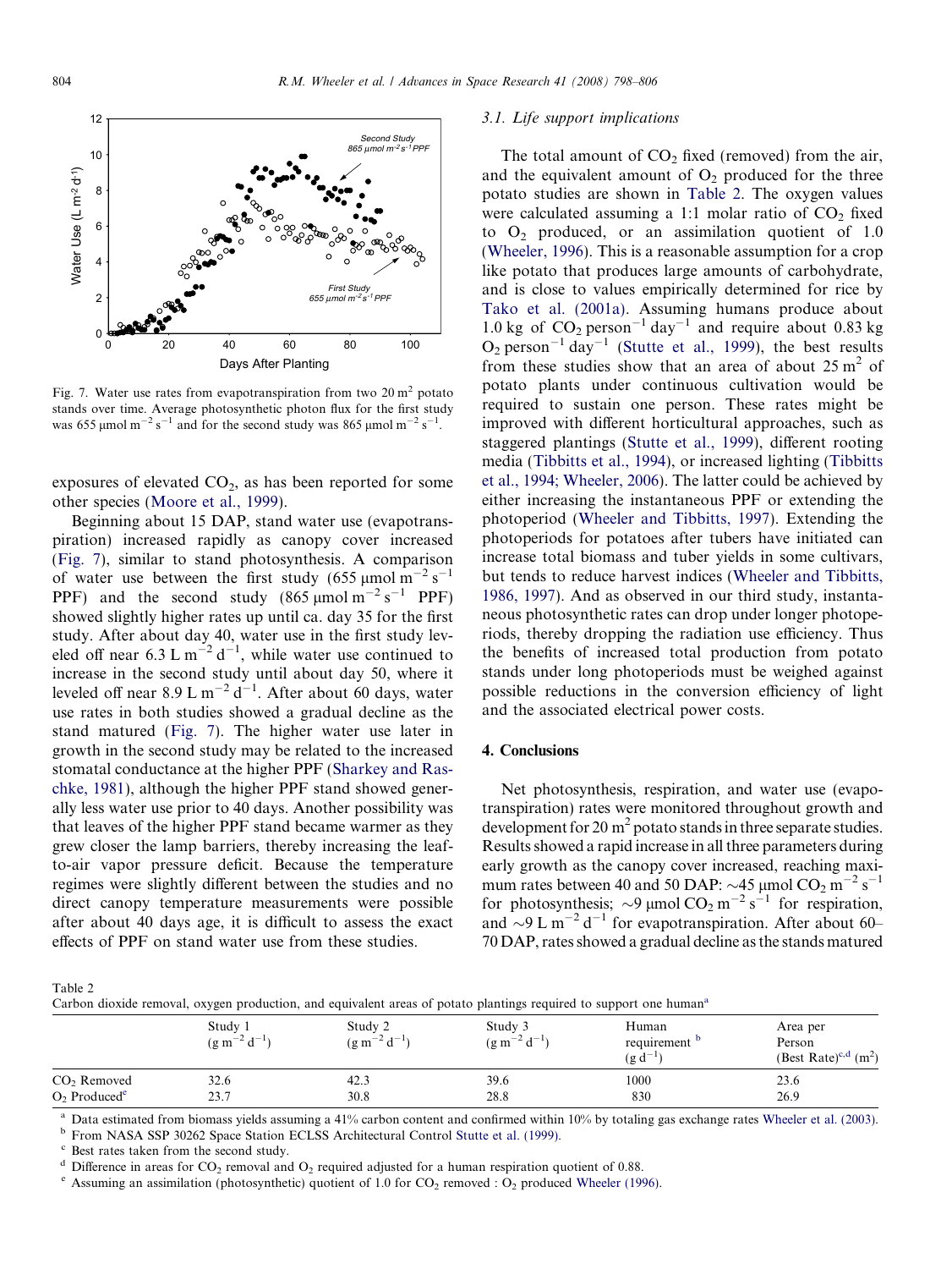Fig. 7. Water use rates from evapotranspiration from two 20 $m^2$ potato stands over time. Average photosynthetic photon flux for the first study was 655 μmol $m^{-2}$ $s^{-1}$ and for the second study was 865 μmol $m^{-2}$ $s^{-1}$.

exposures of elevated $CO_2$, as has been reported for some other species (Moore et al., 1999).

Beginning about 15 DAP, stand water use (evapotranspiration) increased rapidly as canopy cover increased (Fig. 7), similar to stand photosynthesis. A comparison of water use between the first study (655 μmol $m^{-2}$ $s^{-1}$ PPF) and the second study (865 μmol $m^{-2}$ $s^{-1}$ PPF) showed slightly higher rates up until ca. day 35 for the first study. After about day 40, water use in the first study leveled off near 6.3 L $m^{-2}$ $d^{-1}$, while water use continued to increase in the second study until about day 50, where it leveled off near 8.9 L $m^{-2}$ $d^{-1}$. After about 60 days, water use rates in both studies showed a gradual decline as the stand matured (Fig. 7). The higher water use later in growth in the second study may be related to the increased stomatal conductance at the higher PPF (Sharkey and Raschke, 1981), although the higher PPF stand showed generally less water use prior to 40 days. Another possibility was that leaves of the higher PPF stand became warmer as they grew closer the lamp barriers, thereby increasing the leaf-to-air vapor pressure deficit. Because the temperature regimes were slightly different between the studies and no direct canopy temperature measurements were possible after about 40 days age, it is difficult to assess the exact effects of PPF on stand water use from these studies.

### 3.1. Life support implications

The total amount of $CO_2$ fixed (removed) from the air, and the equivalent amount of $O_2$ produced for the three potato studies are shown in Table 2. The oxygen values were calculated assuming a 1:1 molar ratio of $CO_2$ fixed to $O_2$ produced, or an assimilation quotient of 1.0 (Wheeler, 1996). This is a reasonable assumption for a crop like potato that produces large amounts of carbohydrate, and is close to values empirically determined for rice by Tako et al. (2001a). Assuming humans produce about 1.0 kg of $CO_2$ $person^{-1}$ $day^{-1}$ and require about 0.83 kg $O_2$ $person^{-1}$ $day^{-1}$ (Stutte et al., 1999), the best results from these studies show that an area of about 25 $m^2$ of potato plants under continuous cultivation would be required to sustain one person. These rates might be improved with different horticultural approaches, such as staggered plantings (Stutte et al., 1999), different rooting media (Tibbitts et al., 1994), or increased lighting (Tibbitts et al., 1994; Wheeler, 2006). The latter could be achieved by either increasing the instantaneous PPF or extending the photoperiod (Wheeler and Tibbitts, 1997). Extending the photoperiods for potatoes after tubers have initiated can increase total biomass and tuber yields in some cultivars, but tends to reduce harvest indices (Wheeler and Tibbitts, 1986, 1997). And as observed in our third study, instantaneous photosynthetic rates can drop under longer photoperiods, thereby dropping the radiation use efficiency. Thus the benefits of increased total production from potato stands under long photoperiods must be weighed against possible reductions in the conversion efficiency of light and the associated electrical power costs.

## 4. Conclusions

Net photosynthesis, respiration, and water use (evapotranspiration) rates were monitored throughout growth and development for 20 $m^2$ potato stands in three separate studies. Results showed a rapid increase in all three parameters during early growth as the canopy cover increased, reaching maximum rates between 40 and 50 DAP: ~45 μmol $CO_2$ $m^{-2}$ $s^{-1}$ for photosynthesis; ~9 μmol $CO_2$ $m^{-2}$ $s^{-1}$ for respiration, and ~9 L $m^{-2}$ $d^{-1}$ for evapotranspiration. After about 60–70 DAP, rates showed a gradual decline as the stands matured

Table 2
Carbon dioxide removal, oxygen production, and equivalent areas of potato plantings required to support one human[a]

| | Study 1 (g $m^{-2}$ $d^{-1}$) | Study 2 (g $m^{-2}$ $d^{-1}$) | Study 3 (g $m^{-2}$ $d^{-1}$) | Human requirement [b] (g $d^{-1}$) | Area per Person (Best Rate)[c,d] ($m^2$) |
|---|---|---|---|---|---|
| $CO_2$ Removed | 32.6 | 42.3 | 39.6 | 1000 | 23.6 |
| $O_2$ Produced[e] | 23.7 | 30.8 | 28.8 | 830 | 26.9 |

[a] Data estimated from biomass yields assuming a 41% carbon content and confirmed within 10% by totaling gas exchange rates Wheeler et al. (2003).
[b] From NASA SSP 30262 Space Station ECLSS Architectural Control Stutte et al. (1999).
[c] Best rates taken from the second study.
[d] Difference in areas for $CO_2$ removal and $O_2$ required adjusted for a human respiration quotient of 0.88.
[e] Assuming an assimilation (photosynthetic) quotient of 1.0 for $CO_2$ removed : $O_2$ produced Wheeler (1996).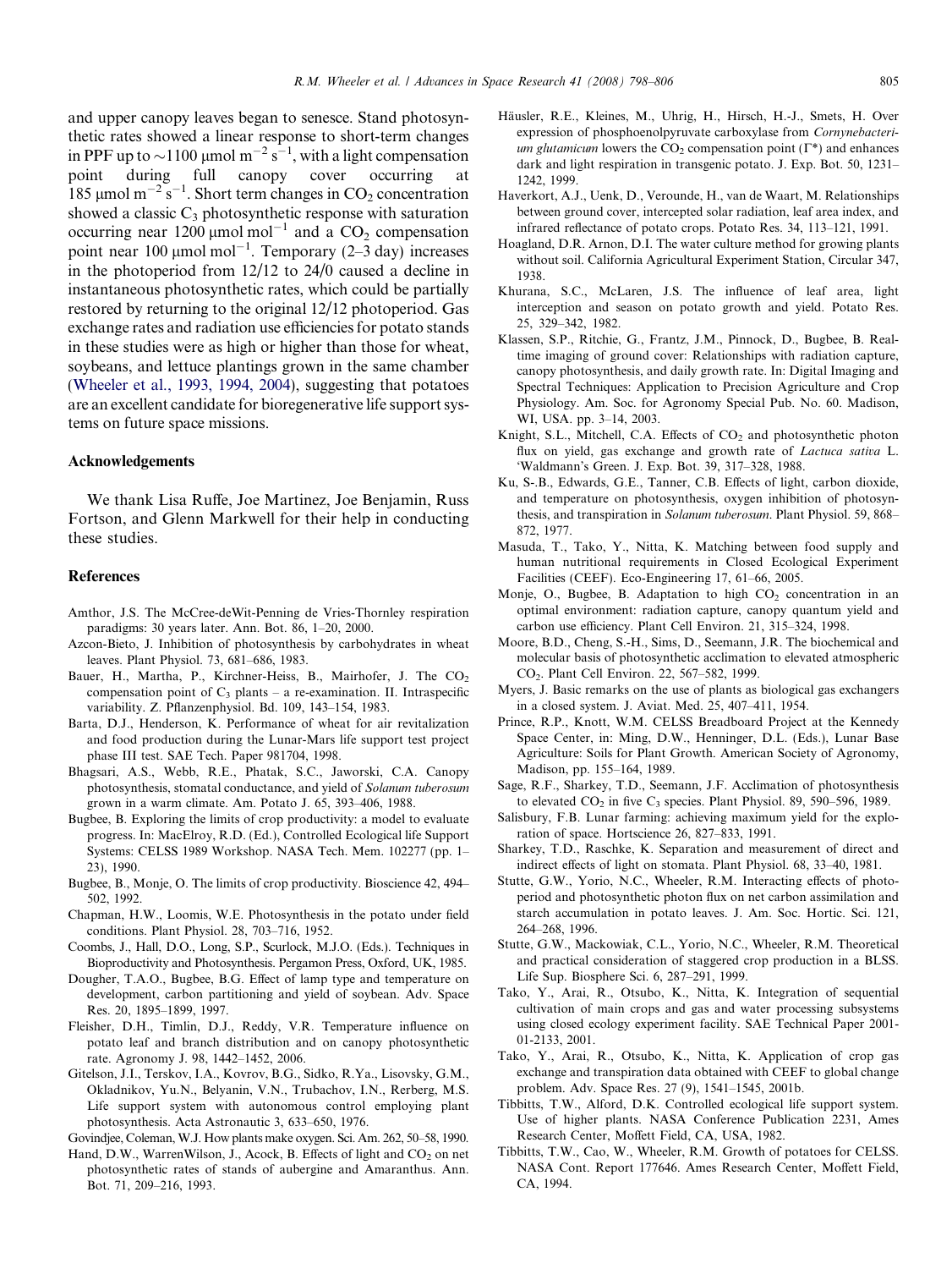and upper canopy leaves began to senesce. Stand photosynthetic rates showed a linear response to short-term changes in PPF up to ~1100 μmol $m^{-2}$ $s^{-1}$, with a light compensation point during full canopy cover occurring at 185 μmol $m^{-2}$ $s^{-1}$. Short term changes in $CO_2$ concentration showed a classic $C_3$ photosynthetic response with saturation occurring near 1200 μmol $mol^{-1}$ and a $CO_2$ compensation point near 100 μmol $mol^{-1}$. Temporary (2–3 day) increases in the photoperiod from 12/12 to 24/0 caused a decline in instantaneous photosynthetic rates, which could be partially restored by returning to the original 12/12 photoperiod. Gas exchange rates and radiation use efficiencies for potato stands in these studies were as high or higher than those for wheat, soybeans, and lettuce plantings grown in the same chamber (Wheeler et al., 1993, 1994, 2004), suggesting that potatoes are an excellent candidate for bioregenerative life support systems on future space missions.

## Acknowledgements

We thank Lisa Ruffe, Joe Martinez, Joe Benjamin, Russ Fortson, and Glenn Markwell for their help in conducting these studies.

## References

Amthor, J.S. The McCree-deWit-Penning de Vries-Thornley respiration paradigms: 30 years later. Ann. Bot. 86, 1–20, 2000.

Azcon-Bieto, J. Inhibition of photosynthesis by carbohydrates in wheat leaves. Plant Physiol. 73, 681–686, 1983.

Bauer, H., Martha, P., Kirchner-Heiss, B., Mairhofer, J. The $CO_2$ compensation point of $C_3$ plants – a re-examination. II. Intraspecific variability. Z. Pflanzenphysiol. Bd. 109, 143–154, 1983.

Barta, D.J., Henderson, K. Performance of wheat for air revitalization and food production during the Lunar-Mars life support test project phase III test. SAE Tech. Paper 981704, 1998.

Bhagsari, A.S., Webb, R.E., Phatak, S.C., Jaworski, C.A. Canopy photosynthesis, stomatal conductance, and yield of *Solanum tuberosum* grown in a warm climate. Am. Potato J. 65, 393–406, 1988.

Bugbee, B. Exploring the limits of crop productivity: a model to evaluate progress. In: MacElroy, R.D. (Ed.), Controlled Ecological life Support Systems: CELSS 1989 Workshop. NASA Tech. Mem. 102277 (pp. 1–23), 1990.

Bugbee, B., Monje, O. The limits of crop productivity. Bioscience 42, 494–502, 1992.

Chapman, H.W., Loomis, W.E. Photosynthesis in the potato under field conditions. Plant Physiol. 28, 703–716, 1952.

Coombs, J., Hall, D.O., Long, S.P., Scurlock, M.J.O. (Eds.). Techniques in Bioproductivity and Photosynthesis. Pergamon Press, Oxford, UK, 1985.

Dougher, T.A.O., Bugbee, B.G. Effect of lamp type and temperature on development, carbon partitioning and yield of soybean. Adv. Space Res. 20, 1895–1899, 1997.

Fleisher, D.H., Timlin, D.J., Reddy, V.R. Temperature influence on potato leaf and branch distribution and on canopy photosynthetic rate. Agronomy J. 98, 1442–1452, 2006.

Gitelson, J.I., Terskov, I.A., Kovrov, B.G., Sidko, R.Ya., Lisovsky, G.M., Okladnikov, Yu.N., Belyanin, V.N., Trubachov, I.N., Rerberg, M.S. Life support system with autonomous control employing plant photosynthesis. Acta Astronautic 3, 633–650, 1976.

Govindjee, Coleman, W.J. How plants make oxygen. Sci. Am. 262, 50–58, 1990.

Hand, D.W., WarrenWilson, J., Acock, B. Effects of light and $CO_2$ on net photosynthetic rates of stands of aubergine and Amaranthus. Ann. Bot. 71, 209–216, 1993.

Häusler, R.E., Kleines, M., Uhrig, H., Hirsch, H.-J., Smets, H. Over expression of phosphoenolpyruvate carboxylase from *Cornynebacterium glutamicum* lowers the $CO_2$ compensation point ($\Gamma^*$) and enhances dark and light respiration in transgenic potato. J. Exp. Bot. 50, 1231–1242, 1999.

Haverkort, A.J., Uenk, D., Verounde, H., van de Waart, M. Relationships between ground cover, intercepted solar radiation, leaf area index, and infrared reflectance of potato crops. Potato Res. 34, 113–121, 1991.

Hoagland, D.R. Arnon, D.I. The water culture method for growing plants without soil. California Agricultural Experiment Station, Circular 347, 1938.

Khurana, S.C., McLaren, J.S. The influence of leaf area, light interception and season on potato growth and yield. Potato Res. 25, 329–342, 1982.

Klassen, S.P., Ritchie, G., Frantz, J.M., Pinnock, D., Bugbee, B. Real-time imaging of ground cover: Relationships with radiation capture, canopy photosynthesis, and daily growth rate. In: Digital Imaging and Spectral Techniques: Application to Precision Agriculture and Crop Physiology. Am. Soc. for Agronomy Special Pub. No. 60. Madison, WI, USA. pp. 3–14, 2003.

Knight, S.L., Mitchell, C.A. Effects of $CO_2$ and photosynthetic photon flux on yield, gas exchange and growth rate of *Lactuca sativa* L. 'Waldmann's Green. J. Exp. Bot. 39, 317–328, 1988.

Ku, S-.B., Edwards, G.E., Tanner, C.B. Effects of light, carbon dioxide, and temperature on photosynthesis, oxygen inhibition of photosynthesis, and transpiration in *Solanum tuberosum*. Plant Physiol. 59, 868–872, 1977.

Masuda, T., Tako, Y., Nitta, K. Matching between food supply and human nutritional requirements in Closed Ecological Experiment Facilities (CEEF). Eco-Engineering 17, 61–66, 2005.

Monje, O., Bugbee, B. Adaptation to high $CO_2$ concentration in an optimal environment: radiation capture, canopy quantum yield and carbon use efficiency. Plant Cell Environ. 21, 315–324, 1998.

Moore, B.D., Cheng, S.-H., Sims, D., Seemann, J.R. The biochemical and molecular basis of photosynthetic acclimation to elevated atmospheric $CO_2$. Plant Cell Environ. 22, 567–582, 1999.

Myers, J. Basic remarks on the use of plants as biological gas exchangers in a closed system. J. Aviat. Med. 25, 407–411, 1954.

Prince, R.P., Knott, W.M. CELSS Breadboard Project at the Kennedy Space Center, in: Ming, D.W., Henninger, D.L. (Eds.), Lunar Base Agriculture: Soils for Plant Growth. American Society of Agronomy, Madison, pp. 155–164, 1989.

Sage, R.F., Sharkey, T.D., Seemann, J.F. Acclimation of photosynthesis to elevated $CO_2$ in five $C_3$ species. Plant Physiol. 89, 590–596, 1989.

Salisbury, F.B. Lunar farming: achieving maximum yield for the exploration of space. Hortscience 26, 827–833, 1991.

Sharkey, T.D., Raschke, K. Separation and measurement of direct and indirect effects of light on stomata. Plant Physiol. 68, 33–40, 1981.

Stutte, G.W., Yorio, N.C., Wheeler, R.M. Interacting effects of photoperiod and photosynthetic photon flux on net carbon assimilation and starch accumulation in potato leaves. J. Am. Soc. Hortic. Sci. 121, 264–268, 1996.

Stutte, G.W., Mackowiak, C.L., Yorio, N.C., Wheeler, R.M. Theoretical and practical consideration of staggered crop production in a BLSS. Life Sup. Biosphere Sci. 6, 287–291, 1999.

Tako, Y., Arai, R., Otsubo, K., Nitta, K. Integration of sequential cultivation of main crops and gas and water processing subsystems using closed ecology experiment facility. SAE Technical Paper 2001-01-2133, 2001.

Tako, Y., Arai, R., Otsubo, K., Nitta, K. Application of crop gas exchange and transpiration data obtained with CEEF to global change problem. Adv. Space Res. 27 (9), 1541–1545, 2001b.

Tibbitts, T.W., Alford, D.K. Controlled ecological life support system. Use of higher plants. NASA Conference Publication 2231, Ames Research Center, Moffett Field, CA, USA, 1982.

Tibbitts, T.W., Cao, W., Wheeler, R.M. Growth of potatoes for CELSS. NASA Cont. Report 177646. Ames Research Center, Moffett Field, CA, 1994.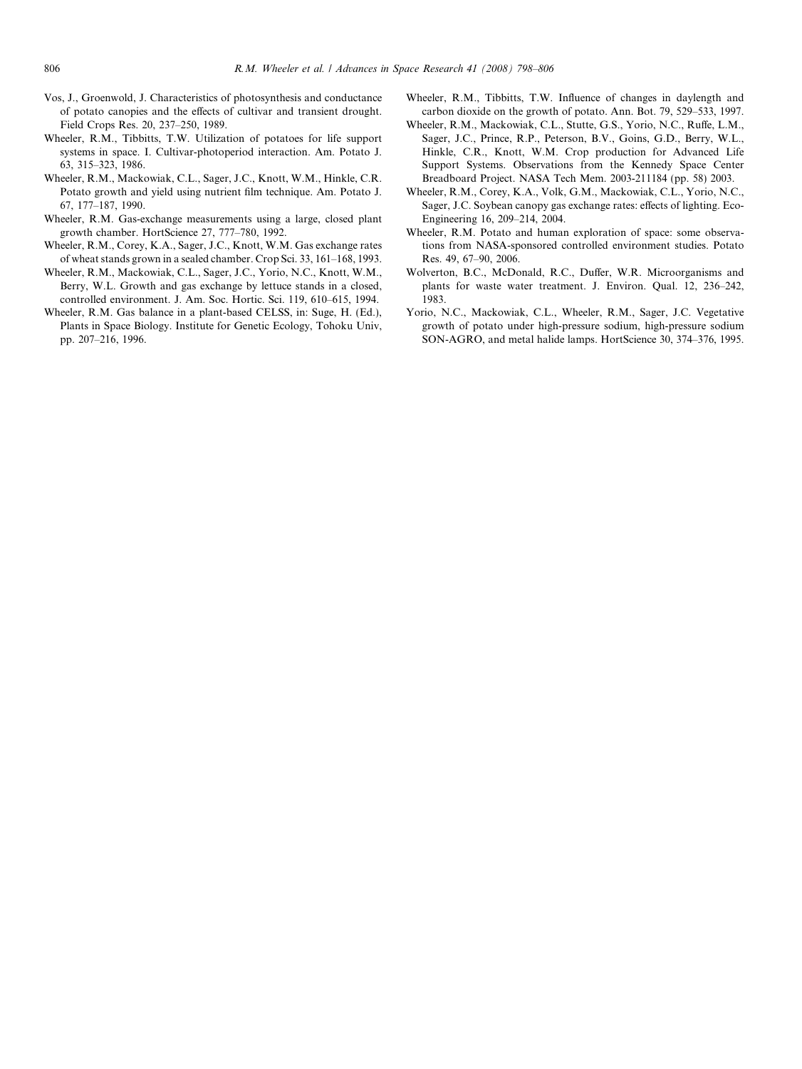Vos, J., Groenwold, J. Characteristics of photosynthesis and conductance of potato canopies and the effects of cultivar and transient drought. Field Crops Res. 20, 237–250, 1989.

Wheeler, R.M., Tibbitts, T.W. Utilization of potatoes for life support systems in space. I. Cultivar-photoperiod interaction. Am. Potato J. 63, 315–323, 1986.

Wheeler, R.M., Mackowiak, C.L., Sager, J.C., Knott, W.M., Hinkle, C.R. Potato growth and yield using nutrient film technique. Am. Potato J. 67, 177–187, 1990.

Wheeler, R.M. Gas-exchange measurements using a large, closed plant growth chamber. HortScience 27, 777–780, 1992.

Wheeler, R.M., Corey, K.A., Sager, J.C., Knott, W.M. Gas exchange rates of wheat stands grown in a sealed chamber. Crop Sci. 33, 161–168, 1993.

Wheeler, R.M., Mackowiak, C.L., Sager, J.C., Yorio, N.C., Knott, W.M., Berry, W.L. Growth and gas exchange by lettuce stands in a closed, controlled environment. J. Am. Soc. Hortic. Sci. 119, 610–615, 1994.

Wheeler, R.M. Gas balance in a plant-based CELSS, in: Suge, H. (Ed.), Plants in Space Biology. Institute for Genetic Ecology, Tohoku Univ, pp. 207–216, 1996.

Wheeler, R.M., Tibbitts, T.W. Influence of changes in daylength and carbon dioxide on the growth of potato. Ann. Bot. 79, 529–533, 1997.

Wheeler, R.M., Mackowiak, C.L., Stutte, G.S., Yorio, N.C., Ruffe, L.M., Sager, J.C., Prince, R.P., Peterson, B.V., Goins, G.D., Berry, W.L., Hinkle, C.R., Knott, W.M. Crop production for Advanced Life Support Systems. Observations from the Kennedy Space Center Breadboard Project. NASA Tech Mem. 2003-211184 (pp. 58) 2003.

Wheeler, R.M., Corey, K.A., Volk, G.M., Mackowiak, C.L., Yorio, N.C., Sager, J.C. Soybean canopy gas exchange rates: effects of lighting. Eco-Engineering 16, 209–214, 2004.

Wheeler, R.M. Potato and human exploration of space: some observations from NASA-sponsored controlled environment studies. Potato Res. 49, 67–90, 2006.

Wolverton, B.C., McDonald, R.C., Duffer, W.R. Microorganisms and plants for waste water treatment. J. Environ. Qual. 12, 236–242, 1983.

Yorio, N.C., Mackowiak, C.L., Wheeler, R.M., Sager, J.C. Vegetative growth of potato under high-pressure sodium, high-pressure sodium SON-AGRO, and metal halide lamps. HortScience 30, 374–376, 1995.